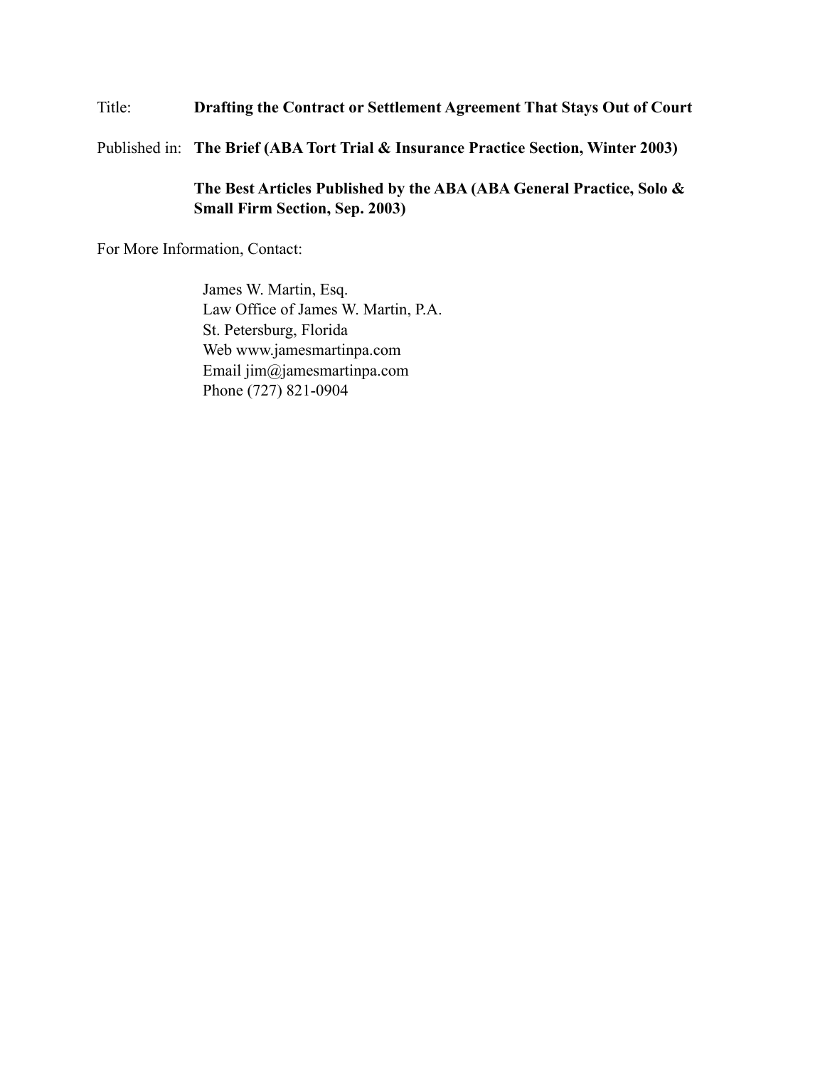Title: **Drafting the Contract or Settlement Agreement That Stays Out of Court**

Published in: **The Brief (ABA Tort Trial & Insurance Practice Section, Winter 2003)**

**The Best Articles Published by the ABA (ABA General Practice, Solo & Small Firm Section, Sep. 2003)**

For More Information, Contact:

James W. Martin, Esq.
Law Office of James W. Martin, P.A.
St. Petersburg, Florida
Web www.jamesmartinpa.com
Email jim@jamesmartinpa.com
Phone (727) 821-0904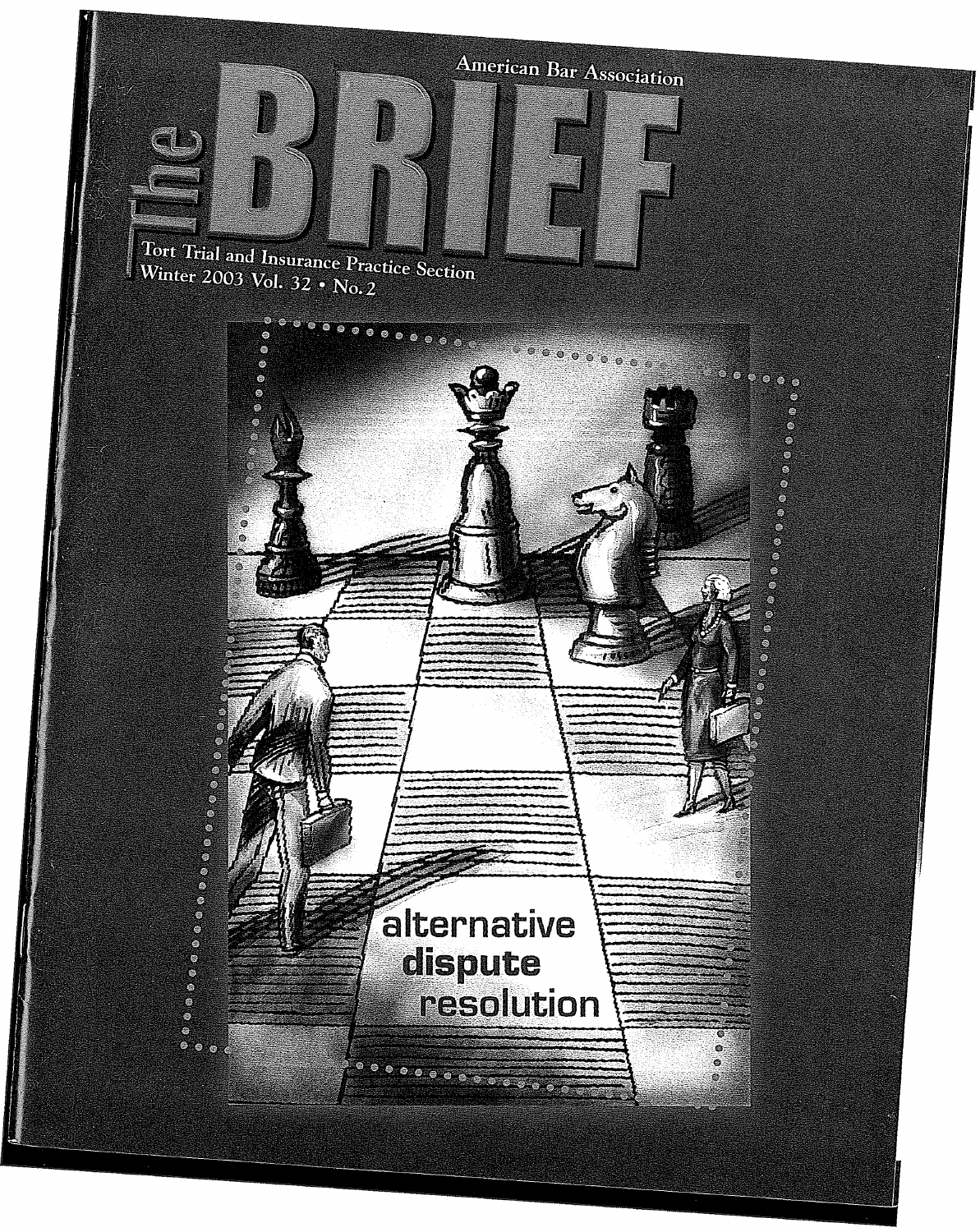American Bar Association

# The BRIEF

Tort Trial and Insurance Practice Section
Winter 2003 Vol. 32 • No. 2

alternative
dispute
resolution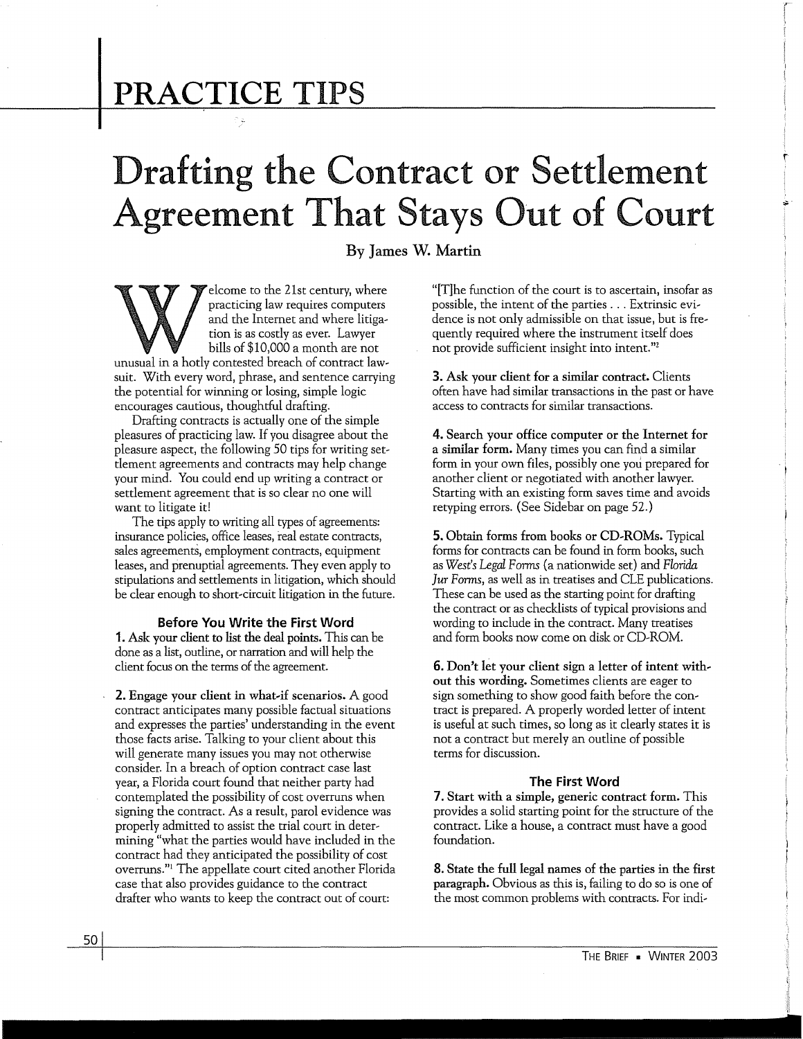# PRACTICE TIPS

# Drafting the Contract or Settlement Agreement That Stays Out of Court

By James W. Martin

Welcome to the 21st century, where practicing law requires computers and the Internet and where litigation is as costly as ever. Lawyer bills of $10,000 a month are not unusual in a hotly contested breach of contract lawsuit. With every word, phrase, and sentence carrying the potential for winning or losing, simple logic encourages cautious, thoughtful drafting.

Drafting contracts is actually one of the simple pleasures of practicing law. If you disagree about the pleasure aspect, the following 50 tips for writing settlement agreements and contracts may help change your mind. You could end up writing a contract or settlement agreement that is so clear no one will want to litigate it!

The tips apply to writing all types of agreements: insurance policies, office leases, real estate contracts, sales agreements, employment contracts, equipment leases, and prenuptial agreements. They even apply to stipulations and settlements in litigation, which should be clear enough to short-circuit litigation in the future.

### Before You Write the First Word

**1. Ask your client to list the deal points.** This can be done as a list, outline, or narration and will help the client focus on the terms of the agreement.

**2. Engage your client in what-if scenarios.** A good contract anticipates many possible factual situations and expresses the parties' understanding in the event those facts arise. Talking to your client about this will generate many issues you may not otherwise consider. In a breach of option contract case last year, a Florida court found that neither party had contemplated the possibility of cost overruns when signing the contract. As a result, parol evidence was properly admitted to assist the trial court in determining "what the parties would have included in the contract had they anticipated the possibility of cost overruns."[1] The appellate court cited another Florida case that also provides guidance to the contract drafter who wants to keep the contract out of court: "[T]he function of the court is to ascertain, insofar as possible, the intent of the parties . . . Extrinsic evidence is not only admissible on that issue, but is frequently required where the instrument itself does not provide sufficient insight into intent."[2]

**3. Ask your client for a similar contract.** Clients often have had similar transactions in the past or have access to contracts for similar transactions.

**4. Search your office computer or the Internet for a similar form.** Many times you can find a similar form in your own files, possibly one you prepared for another client or negotiated with another lawyer. Starting with an existing form saves time and avoids retyping errors. (See Sidebar on page 52.)

**5. Obtain forms from books or CD-ROMs.** Typical forms for contracts can be found in form books, such as *West's Legal Forms* (a nationwide set) and *Florida Jur Forms*, as well as in treatises and CLE publications. These can be used as the starting point for drafting the contract or as checklists of typical provisions and wording to include in the contract. Many treatises and form books now come on disk or CD-ROM.

**6. Don't let your client sign a letter of intent without this wording.** Sometimes clients are eager to sign something to show good faith before the contract is prepared. A properly worded letter of intent is useful at such times, so long as it clearly states it is not a contract but merely an outline of possible terms for discussion.

### The First Word

**7. Start with a simple, generic contract form.** This provides a solid starting point for the structure of the contract. Like a house, a contract must have a good foundation.

**8. State the full legal names of the parties in the first paragraph.** Obvious as this is, failing to do so is one of the most common problems with contracts. For indi-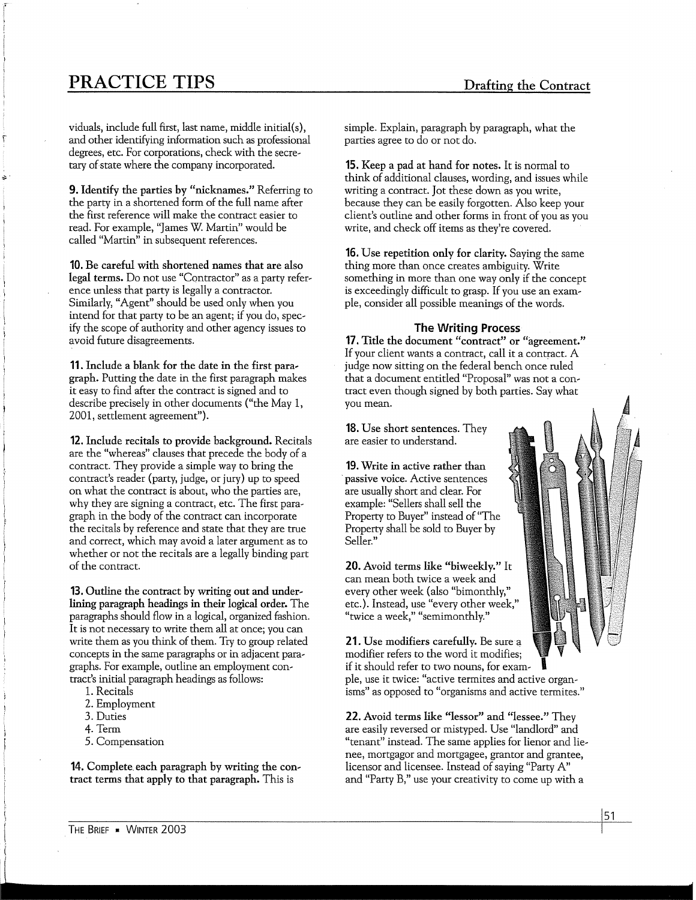viduals, include full first, last name, middle initial(s), and other identifying information such as professional degrees, etc. For corporations, check with the secretary of state where the company incorporated.

**9. Identify the parties by "nicknames."** Referring to the party in a shortened form of the full name after the first reference will make the contract easier to read. For example, "James W. Martin" would be called "Martin" in subsequent references.

**10. Be careful with shortened names that are also legal terms.** Do not use "Contractor" as a party reference unless that party is legally a contractor. Similarly, "Agent" should be used only when you intend for that party to be an agent; if you do, specify the scope of authority and other agency issues to avoid future disagreements.

**11. Include a blank for the date in the first paragraph.** Putting the date in the first paragraph makes it easy to find after the contract is signed and to describe precisely in other documents ("the May 1, 2001, settlement agreement").

**12. Include recitals to provide background.** Recitals are the "whereas" clauses that precede the body of a contract. They provide a simple way to bring the contract's reader (party, judge, or jury) up to speed on what the contract is about, who the parties are, why they are signing a contract, etc. The first paragraph in the body of the contract can incorporate the recitals by reference and state that they are true and correct, which may avoid a later argument as to whether or not the recitals are a legally binding part of the contract.

**13. Outline the contract by writing out and underlining paragraph headings in their logical order.** The paragraphs should flow in a logical, organized fashion. It is not necessary to write them all at once; you can write them as you think of them. Try to group related concepts in the same paragraphs or in adjacent paragraphs. For example, outline an employment contract's initial paragraph headings as follows:

1. Recitals
2. Employment
3. Duties
4. Term
5. Compensation

**14. Complete each paragraph by writing the contract terms that apply to that paragraph.** This is simple. Explain, paragraph by paragraph, what the parties agree to do or not do.

**15. Keep a pad at hand for notes.** It is normal to think of additional clauses, wording, and issues while writing a contract. Jot these down as you write, because they can be easily forgotten. Also keep your client's outline and other forms in front of you as you write, and check off items as they're covered.

**16. Use repetition only for clarity.** Saying the same thing more than once creates ambiguity. Write something in more than one way only if the concept is exceedingly difficult to grasp. If you use an example, consider all possible meanings of the words.

### The Writing Process

**17. Title the document "contract" or "agreement."** If your client wants a contract, call it a contract. A judge now sitting on the federal bench once ruled that a document entitled "Proposal" was not a contract even though signed by both parties. Say what you mean.

**18. Use short sentences.** They are easier to understand.

**19. Write in active rather than passive voice.** Active sentences are usually short and clear. For example: "Sellers shall sell the Property to Buyer" instead of "The Property shall be sold to Buyer by Seller."

**20. Avoid terms like "biweekly."** It can mean both twice a week and every other week (also "bimonthly," etc.). Instead, use "every other week," "twice a week," "semimonthly."

**21. Use modifiers carefully.** Be sure a modifier refers to the word it modifies; if it should refer to two nouns, for example, use it twice: "active termites and active organisms" as opposed to "organisms and active termites."

**22. Avoid terms like "lessor" and "lessee."** They are easily reversed or mistyped. Use "landlord" and "tenant" instead. The same applies for lienor and lienee, mortgagor and mortgagee, grantor and grantee, licensor and licensee. Instead of saying "Party A" and "Party B," use your creativity to come up with a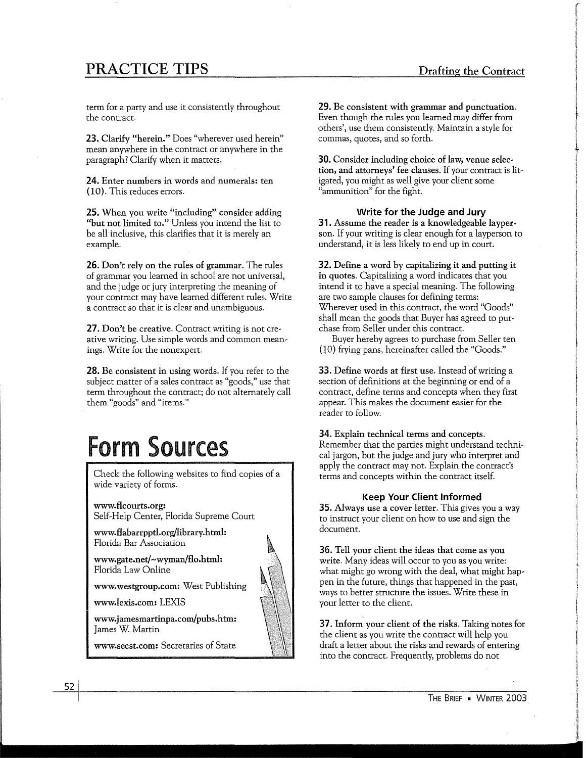term for a party and use it consistently throughout the contract.

**23. Clarify "herein."** Does "wherever used herein" mean anywhere in the contract or anywhere in the paragraph? Clarify when it matters.

**24. Enter numbers in words and numerals: ten (10).** This reduces errors.

**25. When you write "including" consider adding "but not limited to."** Unless you intend the list to be all-inclusive, this clarifies that it is merely an example.

**26. Don't rely on the rules of grammar.** The rules of grammar you learned in school are not universal, and the judge or jury interpreting the meaning of your contract may have learned different rules. Write a contract so that it is clear and unambiguous.

**27. Don't be creative.** Contract writing is not creative writing. Use simple words and common meanings. Write for the nonexpert.

**28. Be consistent in using words.** If you refer to the subject matter of a sales contract as "goods," use that term throughout the contract; do not alternately call them "goods" and "items."

# Form Sources

Check the following websites to find copies of a wide variety of forms.

**www.flcourts.org:**
Self-Help Center, Florida Supreme Court

**www.flabarrpptl.org/library.html:**
Florida Bar Association

**www.gate.net/~wyman/flo.html:**
Florida Law Online

**www.westgroup.com:** West Publishing

**www.lexis.com:** LEXIS

**www.jamesmartinpa.com/pubs.htm:**
James W. Martin

**www.secst.com:** Secretaries of State

**29. Be consistent with grammar and punctuation.** Even though the rules you learned may differ from others', use them consistently. Maintain a style for commas, quotes, and so forth.

**30. Consider including choice of law, venue selection, and attorneys' fee clauses.** If your contract is litigated, you might as well give your client some "ammunition" for the fight.

### Write for the Judge and Jury

**31. Assume the reader is a knowledgeable layperson.** If your writing is clear enough for a layperson to understand, it is less likely to end up in court.

**32. Define a word by capitalizing it and putting it in quotes.** Capitalizing a word indicates that you intend it to have a special meaning. The following are two sample clauses for defining terms:
Wherever used in this contract, the word "Goods" shall mean the goods that Buyer has agreed to purchase from Seller under this contract.
Buyer hereby agrees to purchase from Seller ten (10) frying pans, hereinafter called the "Goods."

**33. Define words at first use.** Instead of writing a section of definitions at the beginning or end of a contract, define terms and concepts when they first appear. This makes the document easier for the reader to follow.

**34. Explain technical terms and concepts.** Remember that the parties might understand technical jargon, but the judge and jury who interpret and apply the contract may not. Explain the contract's terms and concepts within the contract itself.

### Keep Your Client Informed

**35. Always use a cover letter.** This gives you a way to instruct your client on how to use and sign the document.

**36. Tell your client the ideas that come as you write.** Many ideas will occur to you as you write: what might go wrong with the deal, what might happen in the future, things that happened in the past, ways to better structure the issues. Write these in your letter to the client.

**37. Inform your client of the risks.** Taking notes for the client as you write the contract will help you draft a letter about the risks and rewards of entering into the contract. Frequently, problems do not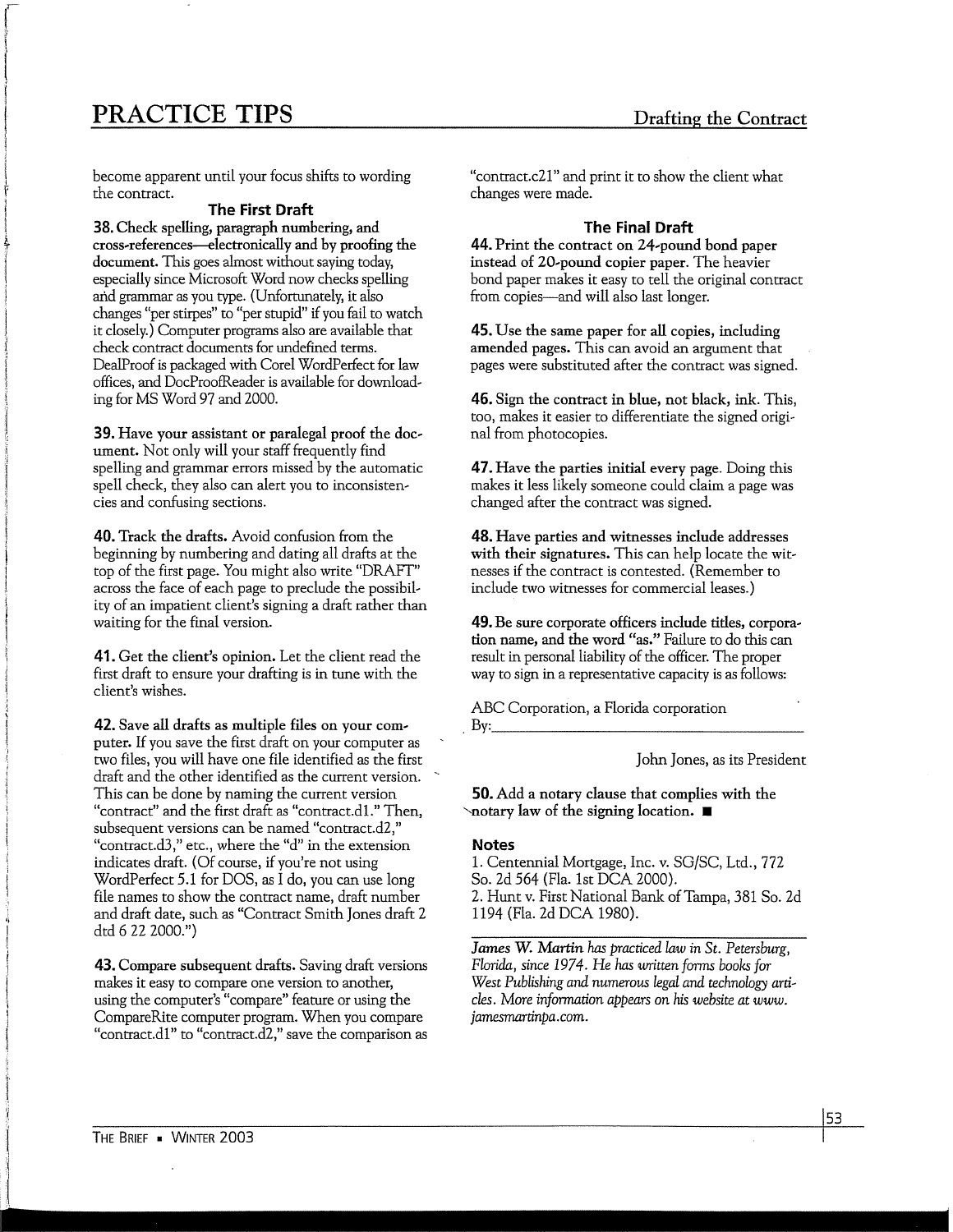become apparent until your focus shifts to wording the contract.

### The First Draft

**38. Check spelling, paragraph numbering, and cross-references—electronically and by proofing the document.** This goes almost without saying today, especially since Microsoft Word now checks spelling and grammar as you type. (Unfortunately, it also changes "per stirpes" to "per stupid" if you fail to watch it closely.) Computer programs also are available that check contract documents for undefined terms. DealProof is packaged with Corel WordPerfect for law offices, and DocProofReader is available for downloading for MS Word 97 and 2000.

**39. Have your assistant or paralegal proof the document.** Not only will your staff frequently find spelling and grammar errors missed by the automatic spell check, they also can alert you to inconsistencies and confusing sections.

**40. Track the drafts.** Avoid confusion from the beginning by numbering and dating all drafts at the top of the first page. You might also write "DRAFT" across the face of each page to preclude the possibility of an impatient client's signing a draft rather than waiting for the final version.

**41. Get the client's opinion.** Let the client read the first draft to ensure your drafting is in tune with the client's wishes.

**42. Save all drafts as multiple files on your computer.** If you save the first draft on your computer as two files, you will have one file identified as the first draft and the other identified as the current version. This can be done by naming the current version "contract" and the first draft as "contract.d1." Then, subsequent versions can be named "contract.d2," "contract.d3," etc., where the "d" in the extension indicates draft. (Of course, if you're not using WordPerfect 5.1 for DOS, as I do, you can use long file names to show the contract name, draft number and draft date, such as "Contract Smith Jones draft 2 dtd 6 22 2000.")

**43. Compare subsequent drafts.** Saving draft versions makes it easy to compare one version to another, using the computer's "compare" feature or using the CompareRite computer program. When you compare "contract.d1" to "contract.d2," save the comparison as "contract.c21" and print it to show the client what changes were made.

### The Final Draft

**44. Print the contract on 24-pound bond paper instead of 20-pound copier paper.** The heavier bond paper makes it easy to tell the original contract from copies—and will also last longer.

**45. Use the same paper for all copies, including amended pages.** This can avoid an argument that pages were substituted after the contract was signed.

**46. Sign the contract in blue, not black, ink.** This, too, makes it easier to differentiate the signed original from photocopies.

**47. Have the parties initial every page.** Doing this makes it less likely someone could claim a page was changed after the contract was signed.

**48. Have parties and witnesses include addresses with their signatures.** This can help locate the witnesses if the contract is contested. (Remember to include two witnesses for commercial leases.)

**49. Be sure corporate officers include titles, corporation name, and the word "as."** Failure to do this can result in personal liability of the officer. The proper way to sign in a representative capacity is as follows:

ABC Corporation, a Florida corporation
By:_____________________________________

John Jones, as its President

**50. Add a notary clause that complies with the notary law of the signing location.** ■

#### Notes

1. Centennial Mortgage, Inc. v. SG/SC, Ltd., 772 So. 2d 564 (Fla. 1st DCA 2000).
2. Hunt v. First National Bank of Tampa, 381 So. 2d 1194 (Fla. 2d DCA 1980).

---

*James W. Martin has practiced law in St. Petersburg, Florida, since 1974. He has written forms books for West Publishing and numerous legal and technology articles. More information appears on his website at www.jamesmartinpa.com.*